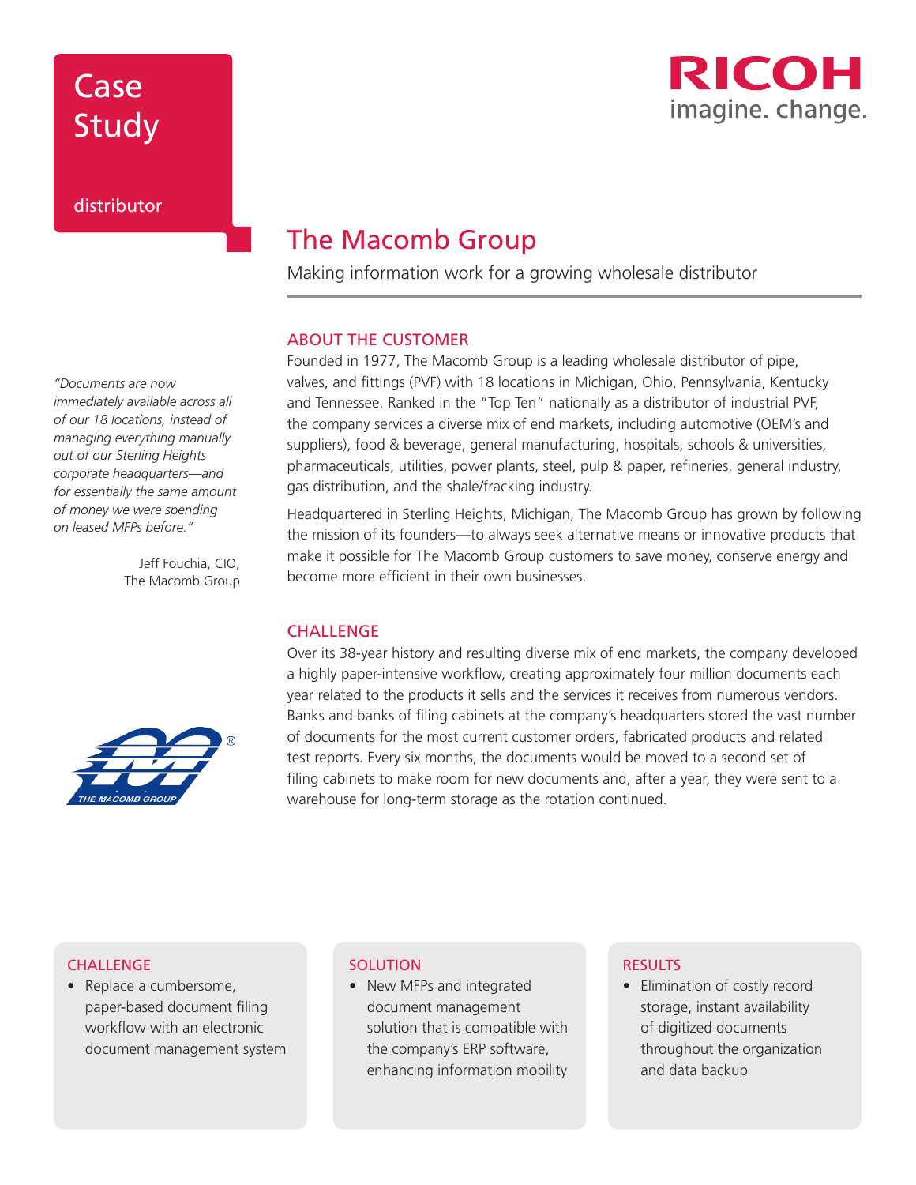Case Study

distributor

RICOH
imagine. change.

# The Macomb Group

Making information work for a growing wholesale distributor

*"Documents are now immediately available across all of our 18 locations, instead of managing everything manually out of our Sterling Heights corporate headquarters—and for essentially the same amount of money we were spending on leased MFPs before."*

Jeff Fouchia, CIO,
The Macomb Group

## ABOUT THE CUSTOMER

Founded in 1977, The Macomb Group is a leading wholesale distributor of pipe, valves, and fittings (PVF) with 18 locations in Michigan, Ohio, Pennsylvania, Kentucky and Tennessee. Ranked in the "Top Ten" nationally as a distributor of industrial PVF, the company services a diverse mix of end markets, including automotive (OEM's and suppliers), food & beverage, general manufacturing, hospitals, schools & universities, pharmaceuticals, utilities, power plants, steel, pulp & paper, refineries, general industry, gas distribution, and the shale/fracking industry.

Headquartered in Sterling Heights, Michigan, The Macomb Group has grown by following the mission of its founders—to always seek alternative means or innovative products that make it possible for The Macomb Group customers to save money, conserve energy and become more efficient in their own businesses.

## CHALLENGE

Over its 38-year history and resulting diverse mix of end markets, the company developed a highly paper-intensive workflow, creating approximately four million documents each year related to the products it sells and the services it receives from numerous vendors. Banks and banks of filing cabinets at the company's headquarters stored the vast number of documents for the most current customer orders, fabricated products and related test reports. Every six months, the documents would be moved to a second set of filing cabinets to make room for new documents and, after a year, they were sent to a warehouse for long-term storage as the rotation continued.

### CHALLENGE

- Replace a cumbersome, paper-based document filing workflow with an electronic document management system

### SOLUTION

- New MFPs and integrated document management solution that is compatible with the company's ERP software, enhancing information mobility

### RESULTS

- Elimination of costly record storage, instant availability of digitized documents throughout the organization and data backup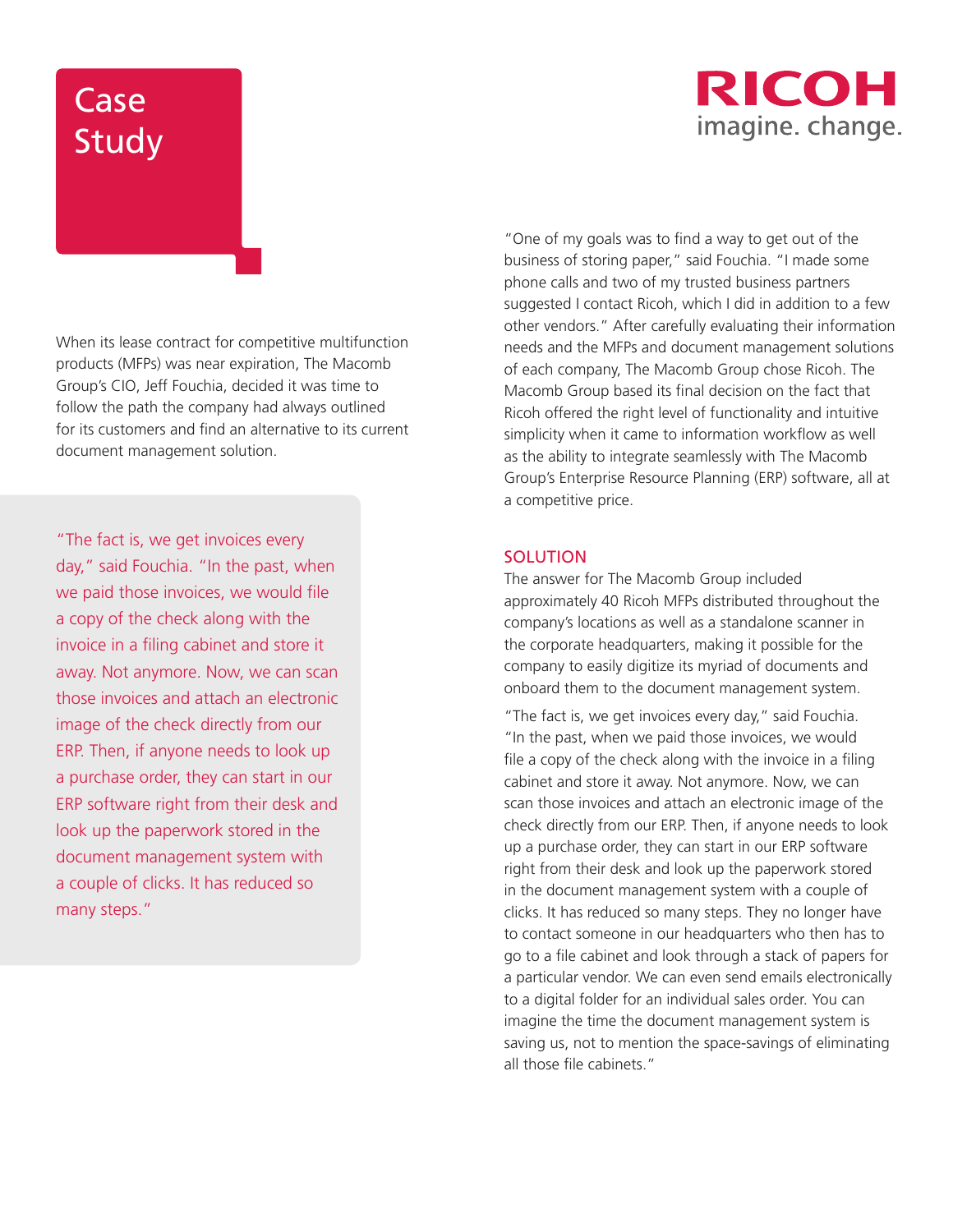# Case Study

**RICOH**
imagine. change.

When its lease contract for competitive multifunction products (MFPs) was near expiration, The Macomb Group's CIO, Jeff Fouchia, decided it was time to follow the path the company had always outlined for its customers and find an alternative to its current document management solution.

> "The fact is, we get invoices every day," said Fouchia. "In the past, when we paid those invoices, we would file a copy of the check along with the invoice in a filing cabinet and store it away. Not anymore. Now, we can scan those invoices and attach an electronic image of the check directly from our ERP. Then, if anyone needs to look up a purchase order, they can start in our ERP software right from their desk and look up the paperwork stored in the document management system with a couple of clicks. It has reduced so many steps."

"One of my goals was to find a way to get out of the business of storing paper," said Fouchia. "I made some phone calls and two of my trusted business partners suggested I contact Ricoh, which I did in addition to a few other vendors." After carefully evaluating their information needs and the MFPs and document management solutions of each company, The Macomb Group chose Ricoh. The Macomb Group based its final decision on the fact that Ricoh offered the right level of functionality and intuitive simplicity when it came to information workflow as well as the ability to integrate seamlessly with The Macomb Group's Enterprise Resource Planning (ERP) software, all at a competitive price.

## SOLUTION

The answer for The Macomb Group included approximately 40 Ricoh MFPs distributed throughout the company's locations as well as a standalone scanner in the corporate headquarters, making it possible for the company to easily digitize its myriad of documents and onboard them to the document management system.

"The fact is, we get invoices every day," said Fouchia. "In the past, when we paid those invoices, we would file a copy of the check along with the invoice in a filing cabinet and store it away. Not anymore. Now, we can scan those invoices and attach an electronic image of the check directly from our ERP. Then, if anyone needs to look up a purchase order, they can start in our ERP software right from their desk and look up the paperwork stored in the document management system with a couple of clicks. It has reduced so many steps. They no longer have to contact someone in our headquarters who then has to go to a file cabinet and look through a stack of papers for a particular vendor. We can even send emails electronically to a digital folder for an individual sales order. You can imagine the time the document management system is saving us, not to mention the space-savings of eliminating all those file cabinets."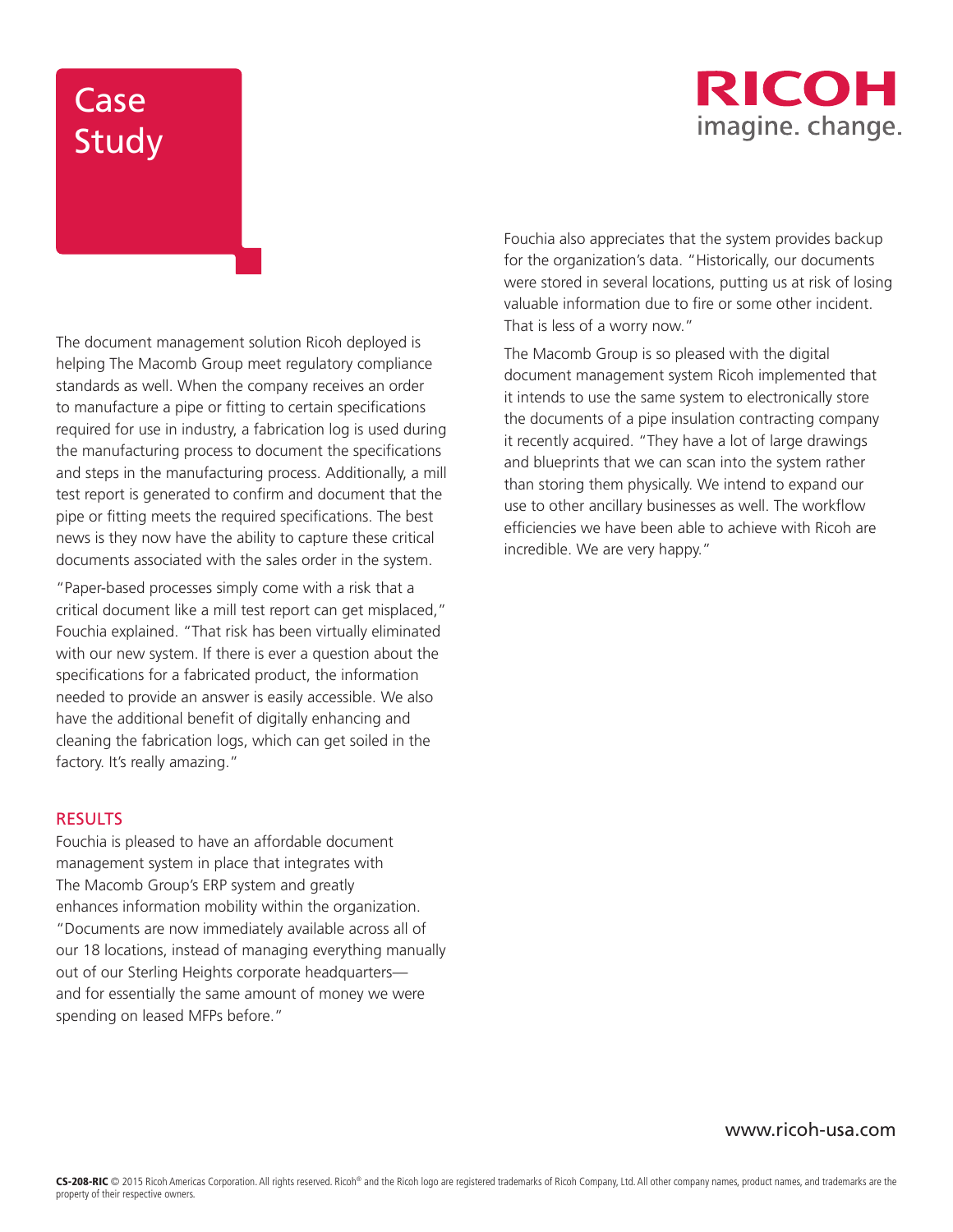Case Study

RICOH imagine. change.

The document management solution Ricoh deployed is helping The Macomb Group meet regulatory compliance standards as well. When the company receives an order to manufacture a pipe or fitting to certain specifications required for use in industry, a fabrication log is used during the manufacturing process to document the specifications and steps in the manufacturing process. Additionally, a mill test report is generated to confirm and document that the pipe or fitting meets the required specifications. The best news is they now have the ability to capture these critical documents associated with the sales order in the system.

"Paper-based processes simply come with a risk that a critical document like a mill test report can get misplaced," Fouchia explained. "That risk has been virtually eliminated with our new system. If there is ever a question about the specifications for a fabricated product, the information needed to provide an answer is easily accessible. We also have the additional benefit of digitally enhancing and cleaning the fabrication logs, which can get soiled in the factory. It's really amazing."

## RESULTS

Fouchia is pleased to have an affordable document management system in place that integrates with The Macomb Group's ERP system and greatly enhances information mobility within the organization. "Documents are now immediately available across all of our 18 locations, instead of managing everything manually out of our Sterling Heights corporate headquarters—and for essentially the same amount of money we were spending on leased MFPs before."

Fouchia also appreciates that the system provides backup for the organization's data. "Historically, our documents were stored in several locations, putting us at risk of losing valuable information due to fire or some other incident. That is less of a worry now."

The Macomb Group is so pleased with the digital document management system Ricoh implemented that it intends to use the same system to electronically store the documents of a pipe insulation contracting company it recently acquired. "They have a lot of large drawings and blueprints that we can scan into the system rather than storing them physically. We intend to expand our use to other ancillary businesses as well. The workflow efficiencies we have been able to achieve with Ricoh are incredible. We are very happy."

www.ricoh-usa.com

**CS-208-RIC** © 2015 Ricoh Americas Corporation. All rights reserved. Ricoh® and the Ricoh logo are registered trademarks of Ricoh Company, Ltd. All other company names, product names, and trademarks are the property of their respective owners.